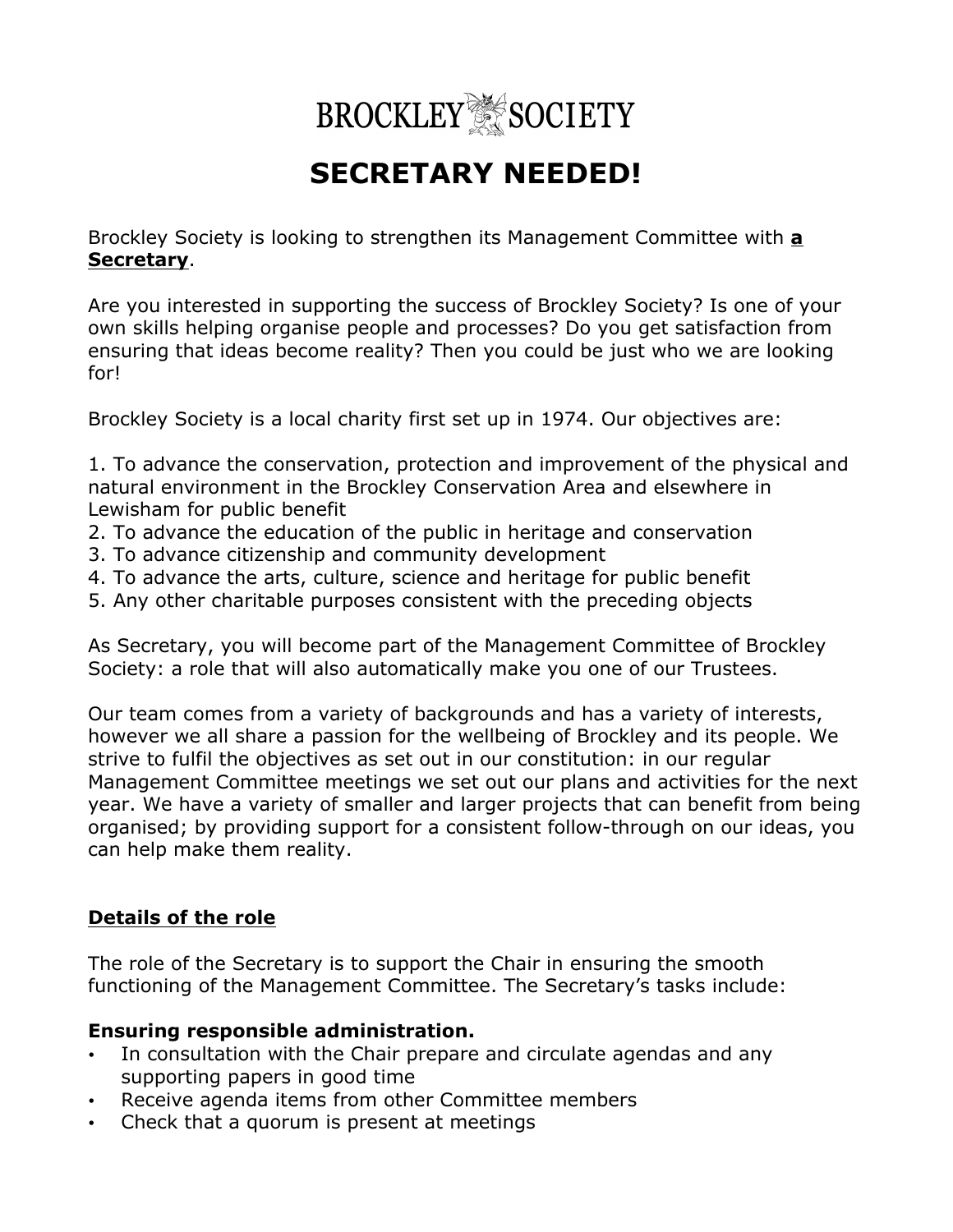# BROCKLEY SOCIETY

# SECRETARY NEEDED!

Brockley Society is looking to strengthen its Management Committee with **a Secretary**.

Are you interested in supporting the success of Brockley Society? Is one of your own skills helping organise people and processes? Do you get satisfaction from ensuring that ideas become reality? Then you could be just who we are looking for!

Brockley Society is a local charity first set up in 1974. Our objectives are:

1. To advance the conservation, protection and improvement of the physical and natural environment in the Brockley Conservation Area and elsewhere in Lewisham for public benefit
2. To advance the education of the public in heritage and conservation
3. To advance citizenship and community development
4. To advance the arts, culture, science and heritage for public benefit
5. Any other charitable purposes consistent with the preceding objects

As Secretary, you will become part of the Management Committee of Brockley Society: a role that will also automatically make you one of our Trustees.

Our team comes from a variety of backgrounds and has a variety of interests, however we all share a passion for the wellbeing of Brockley and its people. We strive to fulfil the objectives as set out in our constitution: in our regular Management Committee meetings we set out our plans and activities for the next year. We have a variety of smaller and larger projects that can benefit from being organised; by providing support for a consistent follow-through on our ideas, you can help make them reality.

## Details of the role

The role of the Secretary is to support the Chair in ensuring the smooth functioning of the Management Committee. The Secretary's tasks include:

**Ensuring responsible administration.**

- In consultation with the Chair prepare and circulate agendas and any supporting papers in good time
- Receive agenda items from other Committee members
- Check that a quorum is present at meetings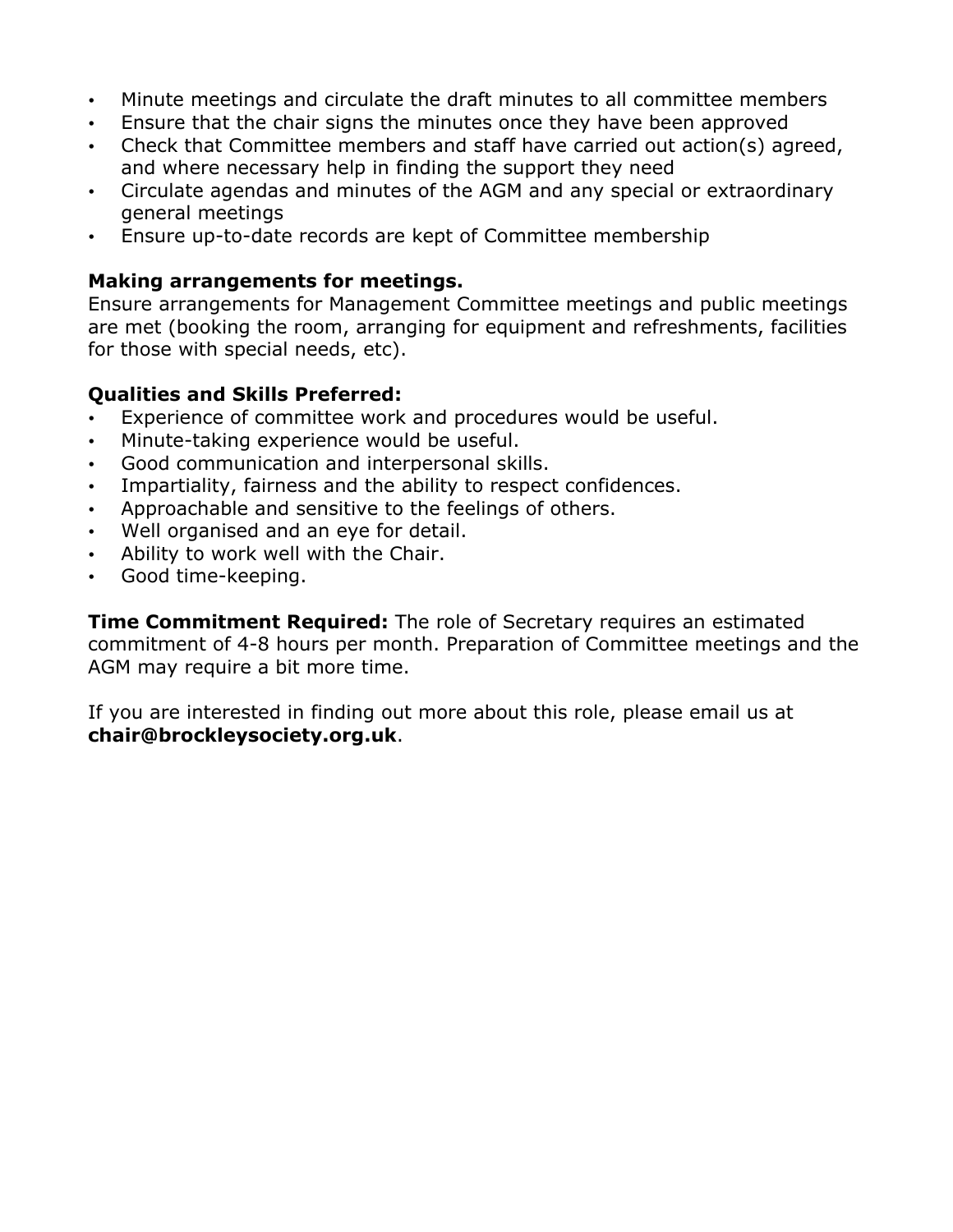- Minute meetings and circulate the draft minutes to all committee members
- Ensure that the chair signs the minutes once they have been approved
- Check that Committee members and staff have carried out action(s) agreed, and where necessary help in finding the support they need
- Circulate agendas and minutes of the AGM and any special or extraordinary general meetings
- Ensure up-to-date records are kept of Committee membership

**Making arrangements for meetings.**
Ensure arrangements for Management Committee meetings and public meetings are met (booking the room, arranging for equipment and refreshments, facilities for those with special needs, etc).

**Qualities and Skills Preferred:**
- Experience of committee work and procedures would be useful.
- Minute-taking experience would be useful.
- Good communication and interpersonal skills.
- Impartiality, fairness and the ability to respect confidences.
- Approachable and sensitive to the feelings of others.
- Well organised and an eye for detail.
- Ability to work well with the Chair.
- Good time-keeping.

**Time Commitment Required:** The role of Secretary requires an estimated commitment of 4-8 hours per month. Preparation of Committee meetings and the AGM may require a bit more time.

If you are interested in finding out more about this role, please email us at **chair@brockleysociety.org.uk**.